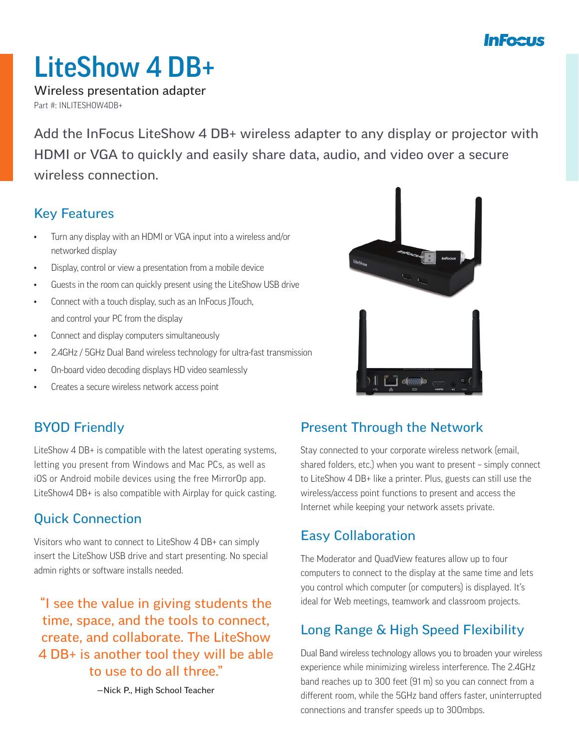# LiteShow 4 DB+

Wireless presentation adapter

Part #: INLITESHOW4DB+

Add the InFocus LiteShow 4 DB+ wireless adapter to any display or projector with HDMI or VGA to quickly and easily share data, audio, and video over a secure wireless connection.

## Key Features

- Turn any display with an HDMI or VGA input into a wireless and/or networked display
- Display, control or view a presentation from a mobile device
- Guests in the room can quickly present using the LiteShow USB drive
- Connect with a touch display, such as an InFocus JTouch, and control your PC from the display
- Connect and display computers simultaneously
- 2.4GHz / 5GHz Dual Band wireless technology for ultra-fast transmission
- On-board video decoding displays HD video seamlessly
- Creates a secure wireless network access point

## BYOD Friendly

LiteShow 4 DB+ is compatible with the latest operating systems, letting you present from Windows and Mac PCs, as well as iOS or Android mobile devices using the free MirrorOp app. LiteShow4 DB+ is also compatible with Airplay for quick casting.

## Quick Connection

Visitors who want to connect to LiteShow 4 DB+ can simply insert the LiteShow USB drive and start presenting. No special admin rights or software installs needed.

> "I see the value in giving students the time, space, and the tools to connect, create, and collaborate. The LiteShow 4 DB+ is another tool they will be able to use to do all three."
>
> —Nick P., High School Teacher

## Present Through the Network

Stay connected to your corporate wireless network (email, shared folders, etc.) when you want to present – simply connect to LiteShow 4 DB+ like a printer. Plus, guests can still use the wireless/access point functions to present and access the Internet while keeping your network assets private.

## Easy Collaboration

The Moderator and QuadView features allow up to four computers to connect to the display at the same time and lets you control which computer (or computers) is displayed. It's ideal for Web meetings, teamwork and classroom projects.

## Long Range & High Speed Flexibility

Dual Band wireless technology allows you to broaden your wireless experience while minimizing wireless interference. The 2.4GHz band reaches up to 300 feet (91 m) so you can connect from a different room, while the 5GHz band offers faster, uninterrupted connections and transfer speeds up to 300mbps.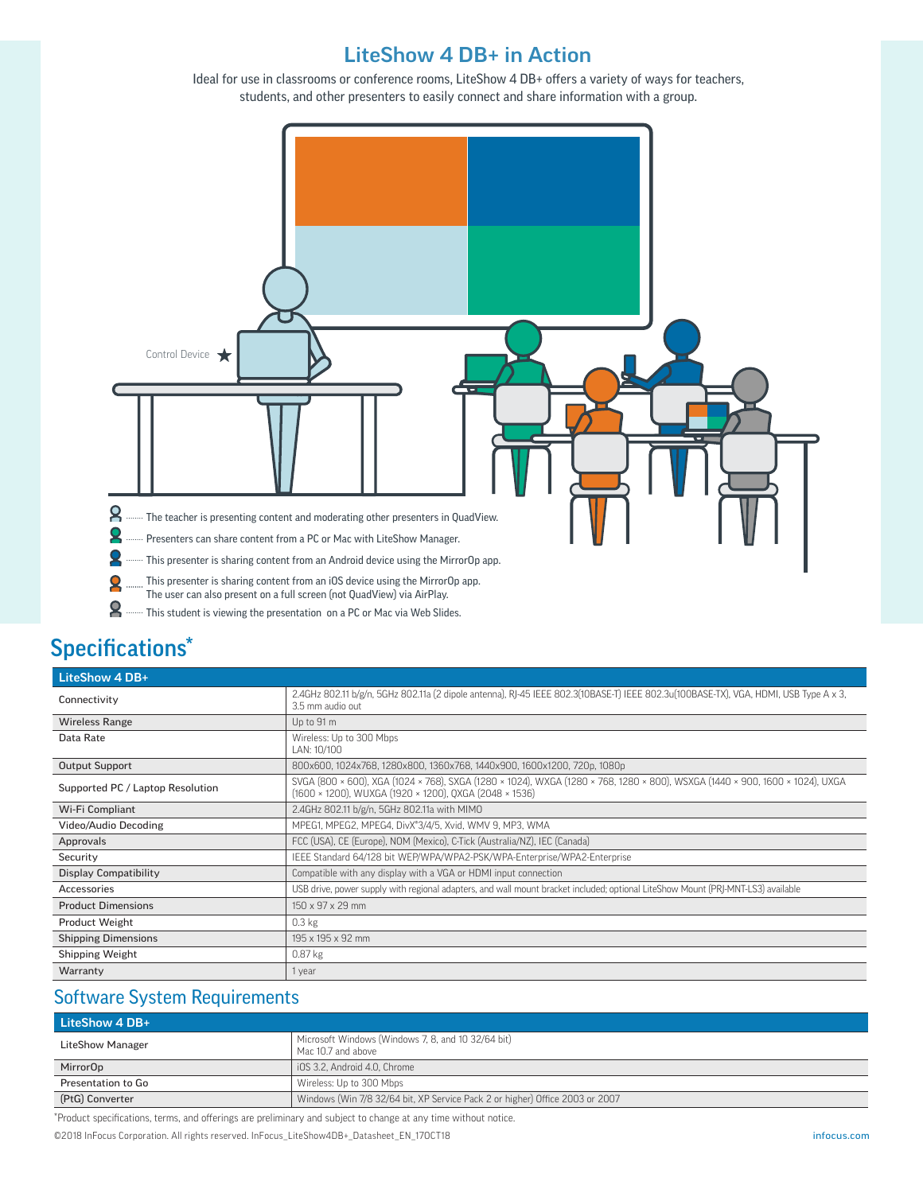## LiteShow 4 DB+ in Action

Ideal for use in classrooms or conference rooms, LiteShow 4 DB+ offers a variety of ways for teachers, students, and other presenters to easily connect and share information with a group.

Control Device ★

- The teacher is presenting content and moderating other presenters in QuadView.
- Presenters can share content from a PC or Mac with LiteShow Manager.
- This presenter is sharing content from an Android device using the MirrorOp app.
- This presenter is sharing content from an iOS device using the MirrorOp app. The user can also present on a full screen (not QuadView) via AirPlay.
- This student is viewing the presentation on a PC or Mac via Web Slides.

# Specifications*

| LiteShow 4 DB+ | |
|---|---|
| Connectivity | 2.4GHz 802.11 b/g/n, 5GHz 802.11a (2 dipole antenna), RJ-45 IEEE 802.3(10BASE-T) IEEE 802.3u(100BASE-TX), VGA, HDMI, USB Type A x 3, 3.5 mm audio out |
| Wireless Range | Up to 91 m |
| Data Rate | Wireless: Up to 300 Mbps<br>LAN: 10/100 |
| Output Support | 800x600, 1024x768, 1280x800, 1360x768, 1440x900, 1600x1200, 720p, 1080p |
| Supported PC / Laptop Resolution | SVGA (800 × 600), XGA (1024 × 768), SXGA (1280 × 1024), WXGA (1280 × 768, 1280 × 800), WSXGA (1440 × 900, 1600 × 1024), UXGA (1600 × 1200), WUXGA (1920 × 1200), QXGA (2048 × 1536) |
| Wi-Fi Compliant | 2.4GHz 802.11 b/g/n, 5GHz 802.11a with MIMO |
| Video/Audio Decoding | MPEG1, MPEG2, MPEG4, DivX®3/4/5, Xvid, WMV 9, MP3, WMA |
| Approvals | FCC (USA), CE (Europe), NOM (Mexico), C-Tick (Australia/NZ), IEC (Canada) |
| Security | IEEE Standard 64/128 bit WEP/WPA/WPA2-PSK/WPA-Enterprise/WPA2-Enterprise |
| Display Compatibility | Compatible with any display with a VGA or HDMI input connection |
| Accessories | USB drive, power supply with regional adapters, and wall mount bracket included; optional LiteShow Mount (PRJ-MNT-LS3) available |
| Product Dimensions | 150 x 97 x 29 mm |
| Product Weight | 0.3 kg |
| Shipping Dimensions | 195 x 195 x 92 mm |
| Shipping Weight | 0.87 kg |
| Warranty | 1 year |

## Software System Requirements

| LiteShow 4 DB+ | |
|---|---|
| LiteShow Manager | Microsoft Windows (Windows 7, 8, and 10 32/64 bit)<br>Mac 10.7 and above |
| MirrorOp | iOS 3.2, Android 4.0, Chrome |
| Presentation to Go | Wireless: Up to 300 Mbps |
| (PtG) Converter | Windows (Win 7/8 32/64 bit, XP Service Pack 2 or higher) Office 2003 or 2007 |

*Product specifications, terms, and offerings are preliminary and subject to change at any time without notice.

©2018 InFocus Corporation. All rights reserved. InFocus_LiteShow4DB+_Datasheet_EN_17OCT18

infocus.com